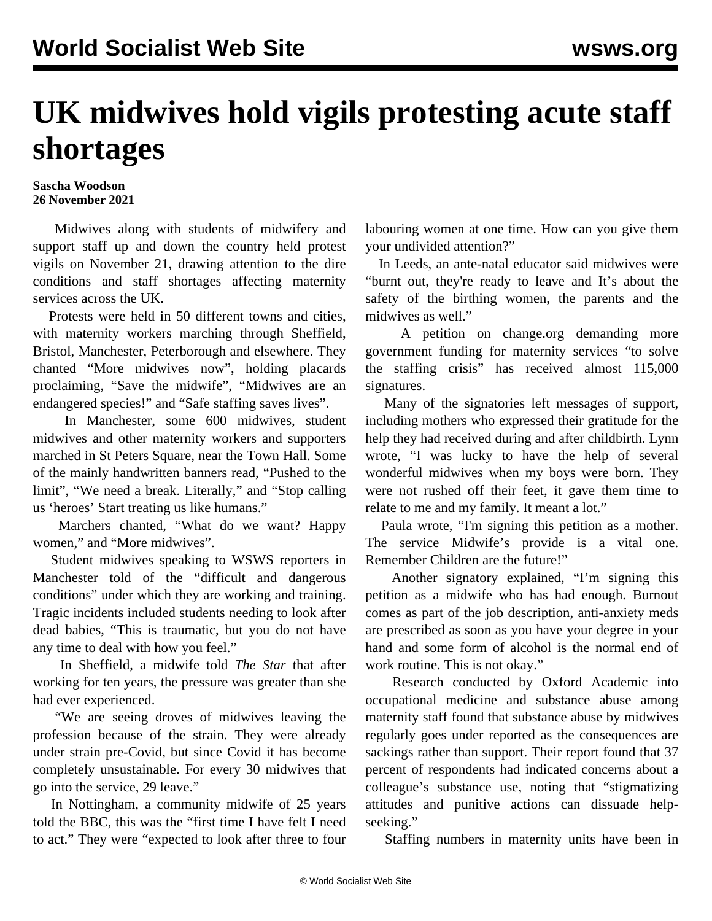# UK midwives hold vigils protesting acute staff shortages

**Sascha Woodson**
**26 November 2021**

Midwives along with students of midwifery and support staff up and down the country held protest vigils on November 21, drawing attention to the dire conditions and staff shortages affecting maternity services across the UK.

Protests were held in 50 different towns and cities, with maternity workers marching through Sheffield, Bristol, Manchester, Peterborough and elsewhere. They chanted "More midwives now", holding placards proclaiming, "Save the midwife", "Midwives are an endangered species!" and "Safe staffing saves lives".

In Manchester, some 600 midwives, student midwives and other maternity workers and supporters marched in St Peters Square, near the Town Hall. Some of the mainly handwritten banners read, "Pushed to the limit", "We need a break. Literally," and "Stop calling us 'heroes' Start treating us like humans."

Marchers chanted, "What do we want? Happy women," and "More midwives".

Student midwives speaking to WSWS reporters in Manchester told of the "difficult and dangerous conditions" under which they are working and training. Tragic incidents included students needing to look after dead babies, "This is traumatic, but you do not have any time to deal with how you feel."

In Sheffield, a midwife told *The Star* that after working for ten years, the pressure was greater than she had ever experienced.

"We are seeing droves of midwives leaving the profession because of the strain. They were already under strain pre-Covid, but since Covid it has become completely unsustainable. For every 30 midwives that go into the service, 29 leave."

In Nottingham, a community midwife of 25 years told the BBC, this was the "first time I have felt I need to act." They were "expected to look after three to four labouring women at one time. How can you give them your undivided attention?"

In Leeds, an ante-natal educator said midwives were "burnt out, they're ready to leave and It's about the safety of the birthing women, the parents and the midwives as well."

A petition on change.org demanding more government funding for maternity services "to solve the staffing crisis" has received almost 115,000 signatures.

Many of the signatories left messages of support, including mothers who expressed their gratitude for the help they had received during and after childbirth. Lynn wrote, "I was lucky to have the help of several wonderful midwives when my boys were born. They were not rushed off their feet, it gave them time to relate to me and my family. It meant a lot."

Paula wrote, "I'm signing this petition as a mother. The service Midwife's provide is a vital one. Remember Children are the future!"

Another signatory explained, "I'm signing this petition as a midwife who has had enough. Burnout comes as part of the job description, anti-anxiety meds are prescribed as soon as you have your degree in your hand and some form of alcohol is the normal end of work routine. This is not okay."

Research conducted by Oxford Academic into occupational medicine and substance abuse among maternity staff found that substance abuse by midwives regularly goes under reported as the consequences are sackings rather than support. Their report found that 37 percent of respondents had indicated concerns about a colleague's substance use, noting that "stigmatizing attitudes and punitive actions can dissuade help-seeking."

Staffing numbers in maternity units have been in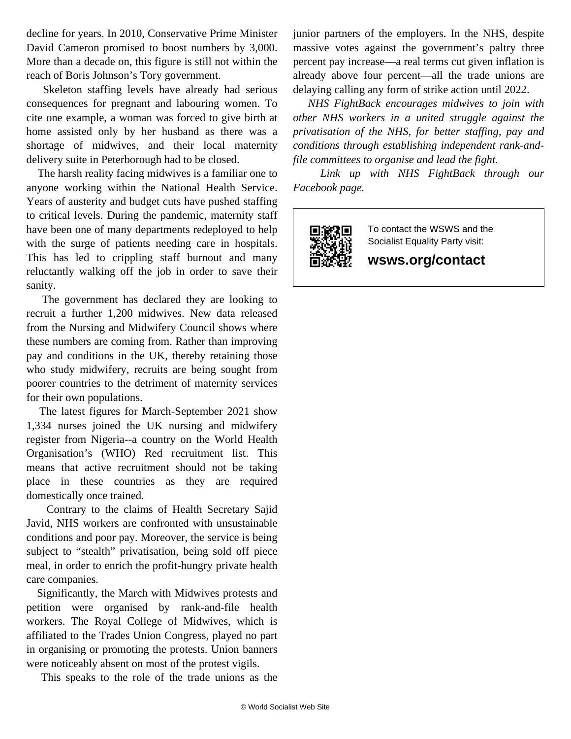decline for years. In 2010, Conservative Prime Minister David Cameron promised to boost numbers by 3,000. More than a decade on, this figure is still not within the reach of Boris Johnson's Tory government.

Skeleton staffing levels have already had serious consequences for pregnant and labouring women. To cite one example, a woman was forced to give birth at home assisted only by her husband as there was a shortage of midwives, and their local maternity delivery suite in Peterborough had to be closed.

The harsh reality facing midwives is a familiar one to anyone working within the National Health Service. Years of austerity and budget cuts have pushed staffing to critical levels. During the pandemic, maternity staff have been one of many departments redeployed to help with the surge of patients needing care in hospitals. This has led to crippling staff burnout and many reluctantly walking off the job in order to save their sanity.

The government has declared they are looking to recruit a further 1,200 midwives. New data released from the Nursing and Midwifery Council shows where these numbers are coming from. Rather than improving pay and conditions in the UK, thereby retaining those who study midwifery, recruits are being sought from poorer countries to the detriment of maternity services for their own populations.

The latest figures for March-September 2021 show 1,334 nurses joined the UK nursing and midwifery register from Nigeria--a country on the World Health Organisation's (WHO) Red recruitment list. This means that active recruitment should not be taking place in these countries as they are required domestically once trained.

Contrary to the claims of Health Secretary Sajid Javid, NHS workers are confronted with unsustainable conditions and poor pay. Moreover, the service is being subject to "stealth" privatisation, being sold off piece meal, in order to enrich the profit-hungry private health care companies.

Significantly, the March with Midwives protests and petition were organised by rank-and-file health workers. The Royal College of Midwives, which is affiliated to the Trades Union Congress, played no part in organising or promoting the protests. Union banners were noticeably absent on most of the protest vigils.

This speaks to the role of the trade unions as the junior partners of the employers. In the NHS, despite massive votes against the government's paltry three percent pay increase—a real terms cut given inflation is already above four percent—all the trade unions are delaying calling any form of strike action until 2022.

*NHS FightBack encourages midwives to join with other NHS workers in a united struggle against the privatisation of the NHS, for better staffing, pay and conditions through establishing independent rank-and-file committees to organise and lead the fight.*

*Link up with NHS FightBack through our Facebook page.*

To contact the WSWS and the Socialist Equality Party visit:

**wsws.org/contact**